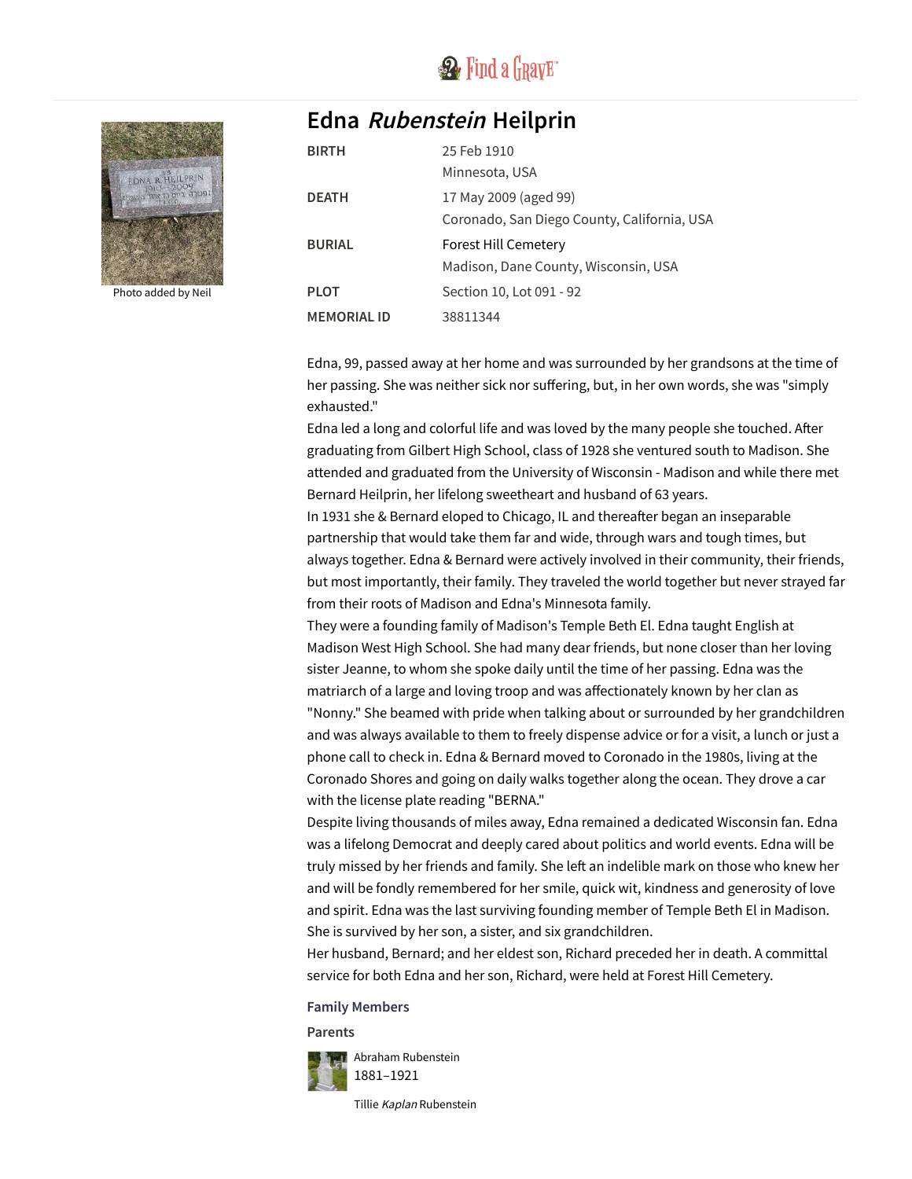# Edna *Rubenstein* Heilprin

Photo added by Neil

| | |
|---|---|
| **BIRTH** | 25 Feb 1910<br>Minnesota, USA |
| **DEATH** | 17 May 2009 (aged 99)<br>Coronado, San Diego County, California, USA |
| **BURIAL** | Forest Hill Cemetery<br>Madison, Dane County, Wisconsin, USA |
| **PLOT** | Section 10, Lot 091 - 92 |
| **MEMORIAL ID** | 38811344 |

Edna, 99, passed away at her home and was surrounded by her grandsons at the time of her passing. She was neither sick nor suffering, but, in her own words, she was "simply exhausted."

Edna led a long and colorful life and was loved by the many people she touched. After graduating from Gilbert High School, class of 1928 she ventured south to Madison. She attended and graduated from the University of Wisconsin - Madison and while there met Bernard Heilprin, her lifelong sweetheart and husband of 63 years.

In 1931 she & Bernard eloped to Chicago, IL and thereafter began an inseparable partnership that would take them far and wide, through wars and tough times, but always together. Edna & Bernard were actively involved in their community, their friends, but most importantly, their family. They traveled the world together but never strayed far from their roots of Madison and Edna's Minnesota family.

They were a founding family of Madison's Temple Beth El. Edna taught English at Madison West High School. She had many dear friends, but none closer than her loving sister Jeanne, to whom she spoke daily until the time of her passing. Edna was the matriarch of a large and loving troop and was affectionately known by her clan as "Nonny." She beamed with pride when talking about or surrounded by her grandchildren and was always available to them to freely dispense advice or for a visit, a lunch or just a phone call to check in. Edna & Bernard moved to Coronado in the 1980s, living at the Coronado Shores and going on daily walks together along the ocean. They drove a car with the license plate reading "BERNA."

Despite living thousands of miles away, Edna remained a dedicated Wisconsin fan. Edna was a lifelong Democrat and deeply cared about politics and world events. Edna will be truly missed by her friends and family. She left an indelible mark on those who knew her and will be fondly remembered for her smile, quick wit, kindness and generosity of love and spirit. Edna was the last surviving founding member of Temple Beth El in Madison. She is survived by her son, a sister, and six grandchildren.

Her husband, Bernard; and her eldest son, Richard preceded her in death. A committal service for both Edna and her son, Richard, were held at Forest Hill Cemetery.

## Family Members

### Parents

Abraham Rubenstein
1881–1921

Tillie *Kaplan* Rubenstein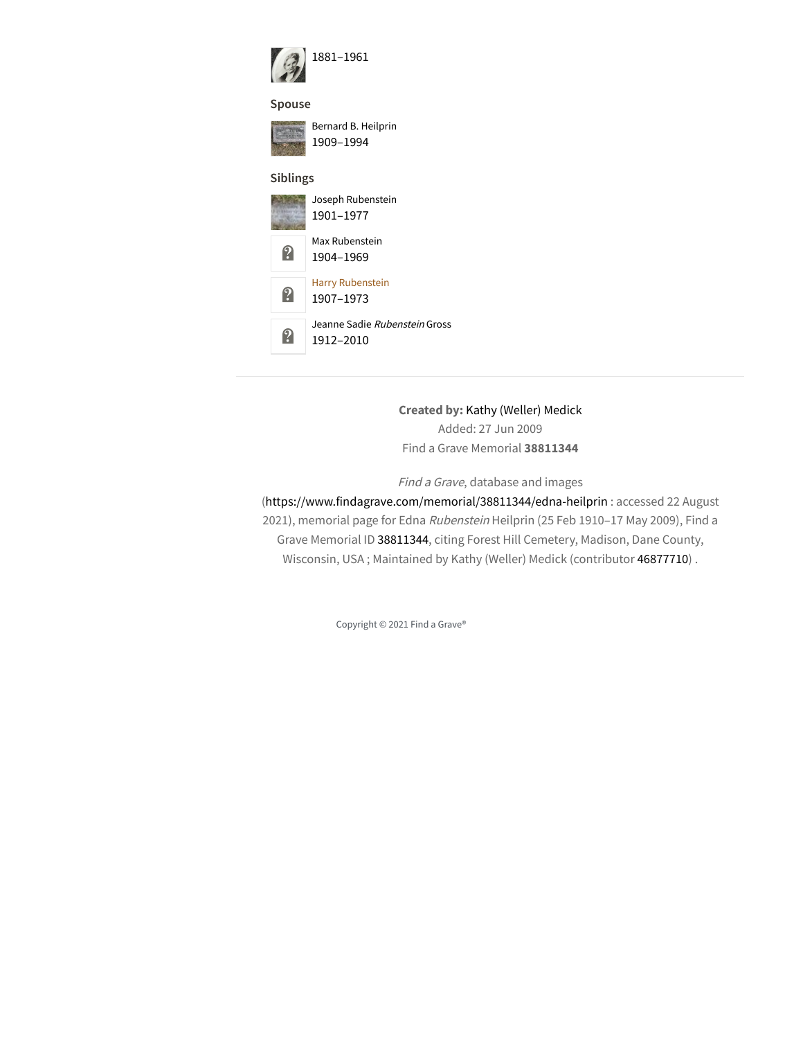1881–1961

**Spouse**

Bernard B. Heilprin
1909–1994

**Siblings**

Joseph Rubenstein
1901–1977

Max Rubenstein
1904–1969

Harry Rubenstein
1907–1973

Jeanne Sadie *Rubenstein* Gross
1912–2010

---

**Created by:** Kathy (Weller) Medick
Added: 27 Jun 2009
Find a Grave Memorial **38811344**

*Find a Grave*, database and images (https://www.findagrave.com/memorial/38811344/edna-heilprin : accessed 22 August 2021), memorial page for Edna *Rubenstein* Heilprin (25 Feb 1910–17 May 2009), Find a Grave Memorial ID 38811344, citing Forest Hill Cemetery, Madison, Dane County, Wisconsin, USA ; Maintained by Kathy (Weller) Medick (contributor 46877710) .

Copyright © 2021 Find a Grave®